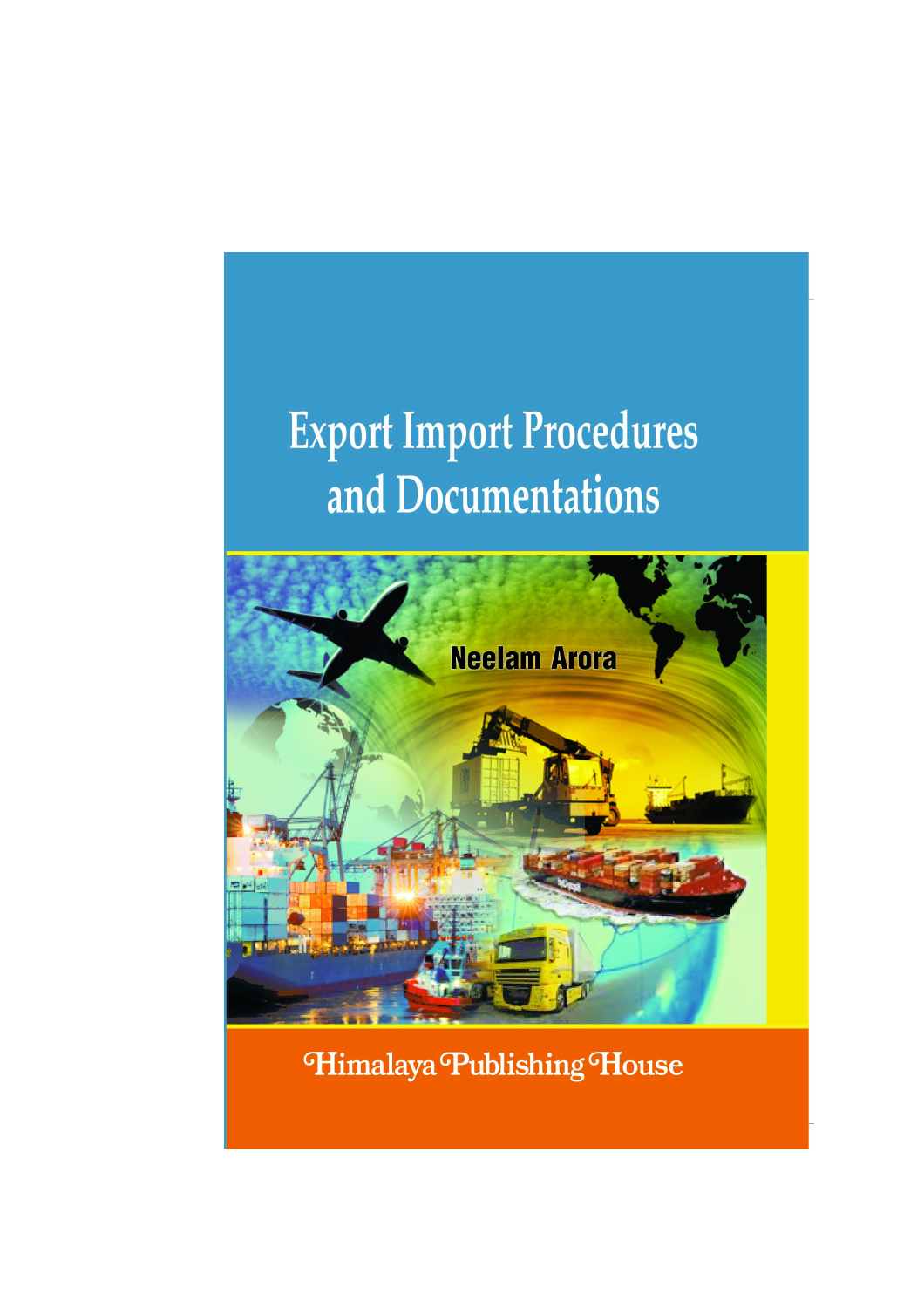# Export Import Procedures and Documentations

Neelam Arora

Himalaya Publishing House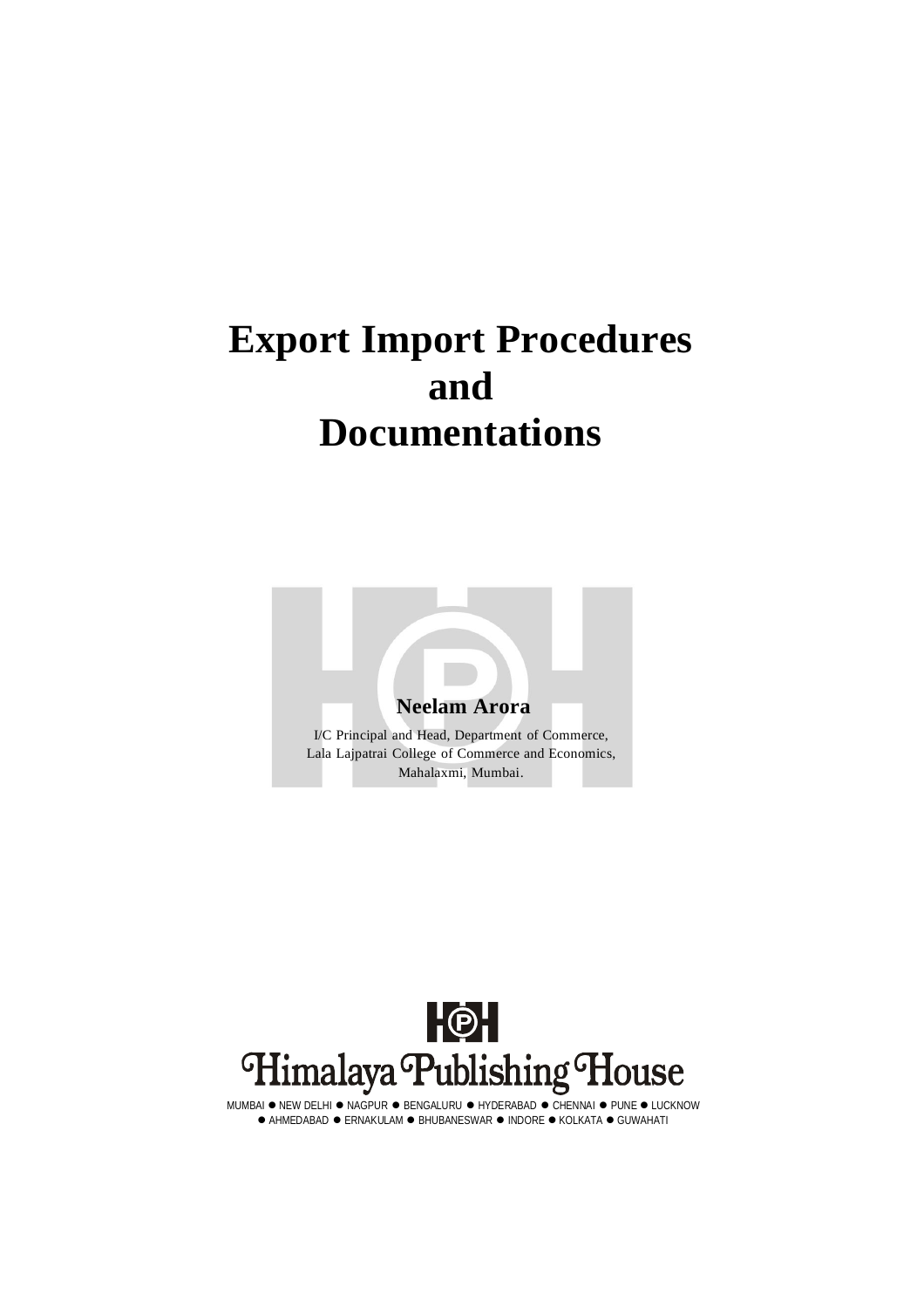# Export Import Procedures and Documentations

**Neelam Arora**

I/C Principal and Head, Department of Commerce,
Lala Lajpatrai College of Commerce and Economics,
Mahalaxmi, Mumbai.

Himalaya Publishing House

MUMBAI ● NEW DELHI ● NAGPUR ● BENGALURU ● HYDERABAD ● CHENNAI ● PUNE ● LUCKNOW
● AHMEDABAD ● ERNAKULAM ● BHUBANESWAR ● INDORE ● KOLKATA ● GUWAHATI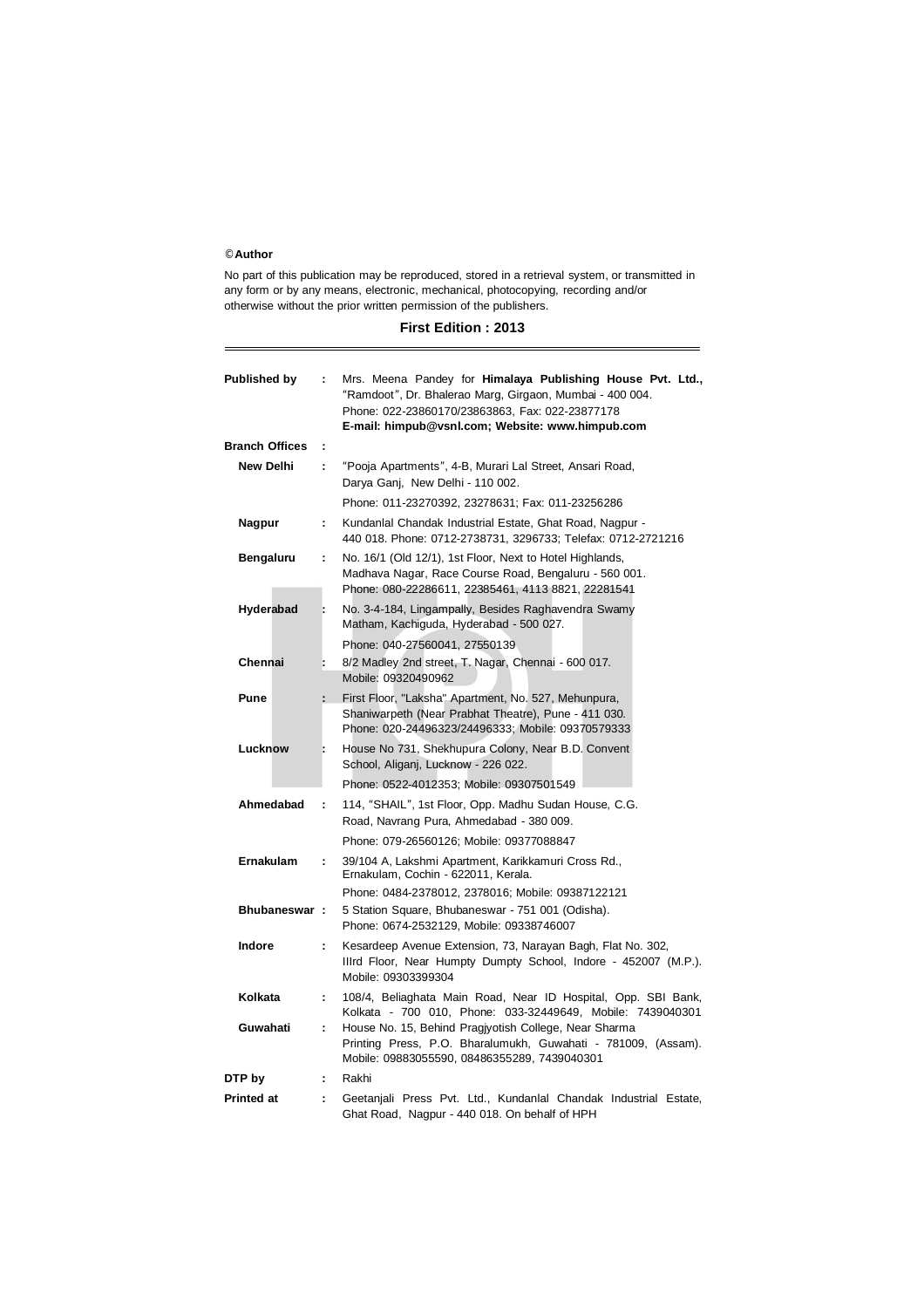**© Author**

No part of this publication may be reproduced, stored in a retrieval system, or transmitted in any form or by any means, electronic, mechanical, photocopying, recording and/or otherwise without the prior written permission of the publishers.

**First Edition : 2013**

---

| | | |
|---|---|---|
| **Published by** | : | Mrs. Meena Pandey for **Himalaya Publishing House Pvt. Ltd.,** "Ramdoot", Dr. Bhalerao Marg, Girgaon, Mumbai - 400 004. Phone: 022-23860170/23863863, Fax: 022-23877178 **E-mail: himpub@vsnl.com; Website: www.himpub.com** |
| **Branch Offices** | : | |
| **New Delhi** | : | "Pooja Apartments", 4-B, Murari Lal Street, Ansari Road, Darya Ganj, New Delhi - 110 002. Phone: 011-23270392, 23278631; Fax: 011-23256286 |
| **Nagpur** | : | Kundanlal Chandak Industrial Estate, Ghat Road, Nagpur - 440 018. Phone: 0712-2738731, 3296733; Telefax: 0712-2721216 |
| **Bengaluru** | : | No. 16/1 (Old 12/1), 1st Floor, Next to Hotel Highlands, Madhava Nagar, Race Course Road, Bengaluru - 560 001. Phone: 080-22286611, 22385461, 4113 8821, 22281541 |
| **Hyderabad** | : | No. 3-4-184, Lingampally, Besides Raghavendra Swamy Matham, Kachiguda, Hyderabad - 500 027. Phone: 040-27560041, 27550139 |
| **Chennai** | : | 8/2 Madley 2nd street, T. Nagar, Chennai - 600 017. Mobile: 09320490962 |
| **Pune** | : | First Floor, "Laksha" Apartment, No. 527, Mehunpura, Shaniwarpeth (Near Prabhat Theatre), Pune - 411 030. Phone: 020-24496323/24496333; Mobile: 09370579333 |
| **Lucknow** | : | House No 731, Shekhupura Colony, Near B.D. Convent School, Aliganj, Lucknow - 226 022. Phone: 0522-4012353; Mobile: 09307501549 |
| **Ahmedabad** | : | 114, "SHAIL", 1st Floor, Opp. Madhu Sudan House, C.G. Road, Navrang Pura, Ahmedabad - 380 009. Phone: 079-26560126; Mobile: 09377088847 |
| **Ernakulam** | : | 39/104 A, Lakshmi Apartment, Karikkamuri Cross Rd., Ernakulam, Cochin - 622011, Kerala. Phone: 0484-2378012, 2378016; Mobile: 09387122121 |
| **Bhubaneswar** | : | 5 Station Square, Bhubaneswar - 751 001 (Odisha). Phone: 0674-2532129, Mobile: 09338746007 |
| **Indore** | : | Kesardeep Avenue Extension, 73, Narayan Bagh, Flat No. 302, IIIrd Floor, Near Humpty Dumpty School, Indore - 452007 (M.P.). Mobile: 09303399304 |
| **Kolkata** | : | 108/4, Beliaghata Main Road, Near ID Hospital, Opp. SBI Bank, Kolkata - 700 010, Phone: 033-32449649, Mobile: 7439040301 |
| **Guwahati** | : | House No. 15, Behind Pragjyotish College, Near Sharma Printing Press, P.O. Bharalumukh, Guwahati - 781009, (Assam). Mobile: 09883055590, 08486355289, 7439040301 |
| **DTP by** | : | Rakhi |
| **Printed at** | : | Geetanjali Press Pvt. Ltd., Kundanlal Chandak Industrial Estate, Ghat Road, Nagpur - 440 018. On behalf of HPH |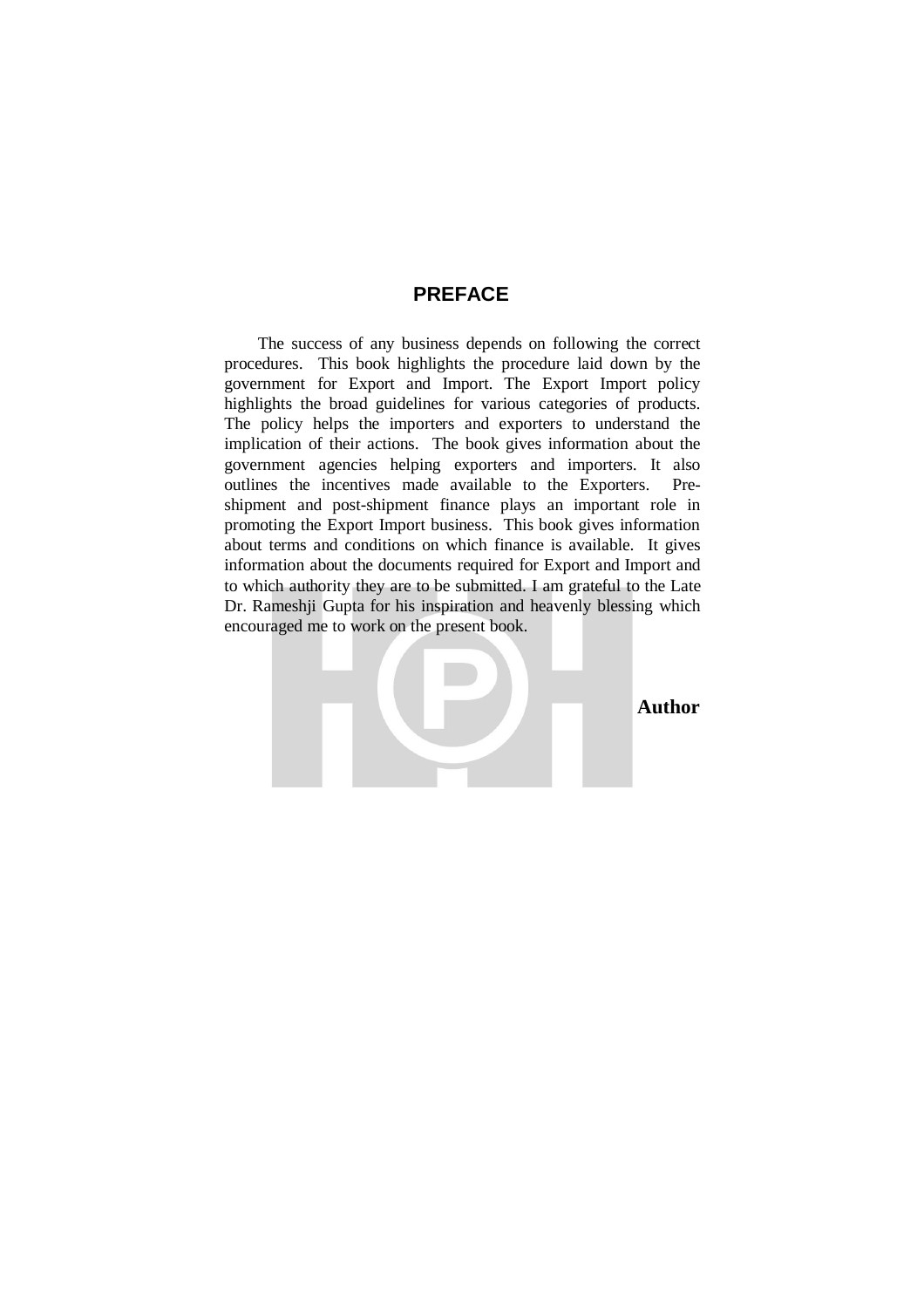# PREFACE

The success of any business depends on following the correct procedures. This book highlights the procedure laid down by the government for Export and Import. The Export Import policy highlights the broad guidelines for various categories of products. The policy helps the importers and exporters to understand the implication of their actions. The book gives information about the government agencies helping exporters and importers. It also outlines the incentives made available to the Exporters. Pre-shipment and post-shipment finance plays an important role in promoting the Export Import business. This book gives information about terms and conditions on which finance is available. It gives information about the documents required for Export and Import and to which authority they are to be submitted. I am grateful to the Late Dr. Rameshji Gupta for his inspiration and heavenly blessing which encouraged me to work on the present book.

**Author**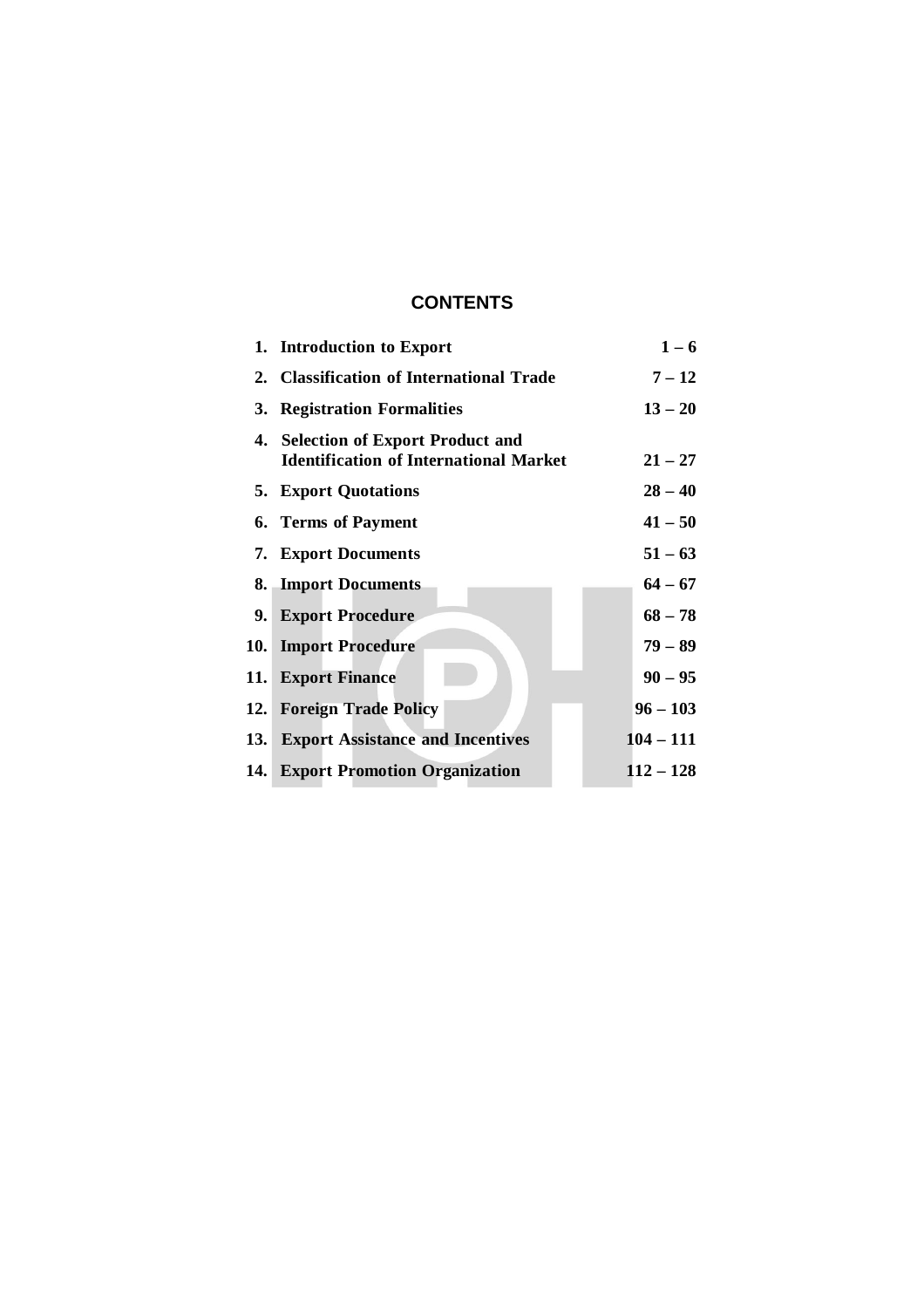# CONTENTS

| | | |
|---|---|---|
| 1. | **Introduction to Export** | **1 – 6** |
| 2. | **Classification of International Trade** | **7 – 12** |
| 3. | **Registration Formalities** | **13 – 20** |
| 4. | **Selection of Export Product and Identification of International Market** | **21 – 27** |
| 5. | **Export Quotations** | **28 – 40** |
| 6. | **Terms of Payment** | **41 – 50** |
| 7. | **Export Documents** | **51 – 63** |
| 8. | **Import Documents** | **64 – 67** |
| 9. | **Export Procedure** | **68 – 78** |
| 10. | **Import Procedure** | **79 – 89** |
| 11. | **Export Finance** | **90 – 95** |
| 12. | **Foreign Trade Policy** | **96 – 103** |
| 13. | **Export Assistance and Incentives** | **104 – 111** |
| 14. | **Export Promotion Organization** | **112 – 128** |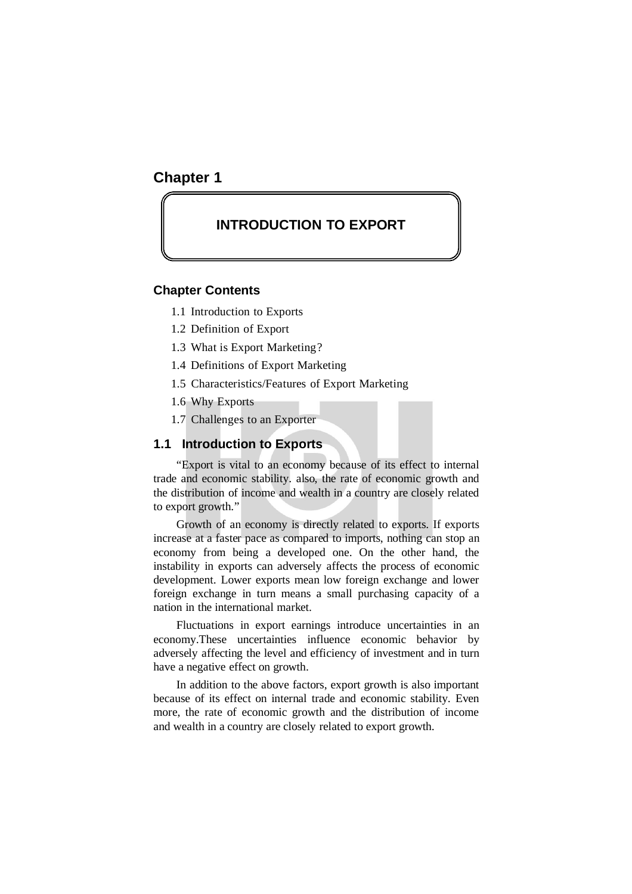# Chapter 1

## INTRODUCTION TO EXPORT

### Chapter Contents

1.1 Introduction to Exports
1.2 Definition of Export
1.3 What is Export Marketing?
1.4 Definitions of Export Marketing
1.5 Characteristics/Features of Export Marketing
1.6 Why Exports
1.7 Challenges to an Exporter

## 1.1 Introduction to Exports

"Export is vital to an economy because of its effect to internal trade and economic stability. also, the rate of economic growth and the distribution of income and wealth in a country are closely related to export growth."

Growth of an economy is directly related to exports. If exports increase at a faster pace as compared to imports, nothing can stop an economy from being a developed one. On the other hand, the instability in exports can adversely affects the process of economic development. Lower exports mean low foreign exchange and lower foreign exchange in turn means a small purchasing capacity of a nation in the international market.

Fluctuations in export earnings introduce uncertainties in an economy.These uncertainties influence economic behavior by adversely affecting the level and efficiency of investment and in turn have a negative effect on growth.

In addition to the above factors, export growth is also important because of its effect on internal trade and economic stability. Even more, the rate of economic growth and the distribution of income and wealth in a country are closely related to export growth.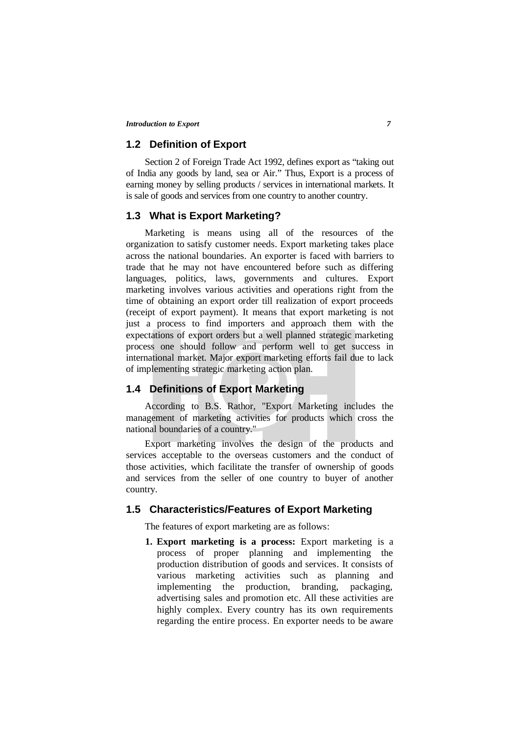## 1.2 Definition of Export

Section 2 of Foreign Trade Act 1992, defines export as "taking out of India any goods by land, sea or Air." Thus, Export is a process of earning money by selling products / services in international markets. It is sale of goods and services from one country to another country.

## 1.3 What is Export Marketing?

Marketing is means using all of the resources of the organization to satisfy customer needs. Export marketing takes place across the national boundaries. An exporter is faced with barriers to trade that he may not have encountered before such as differing languages, politics, laws, governments and cultures. Export marketing involves various activities and operations right from the time of obtaining an export order till realization of export proceeds (receipt of export payment). It means that export marketing is not just a process to find importers and approach them with the expectations of export orders but a well planned strategic marketing process one should follow and perform well to get success in international market. Major export marketing efforts fail due to lack of implementing strategic marketing action plan.

## 1.4 Definitions of Export Marketing

According to B.S. Rathor, "Export Marketing includes the management of marketing activities for products which cross the national boundaries of a country."

Export marketing involves the design of the products and services acceptable to the overseas customers and the conduct of those activities, which facilitate the transfer of ownership of goods and services from the seller of one country to buyer of another country.

## 1.5 Characteristics/Features of Export Marketing

The features of export marketing are as follows:

1. **Export marketing is a process:** Export marketing is a process of proper planning and implementing the production distribution of goods and services. It consists of various marketing activities such as planning and implementing the production, branding, packaging, advertising sales and promotion etc. All these activities are highly complex. Every country has its own requirements regarding the entire process. En exporter needs to be aware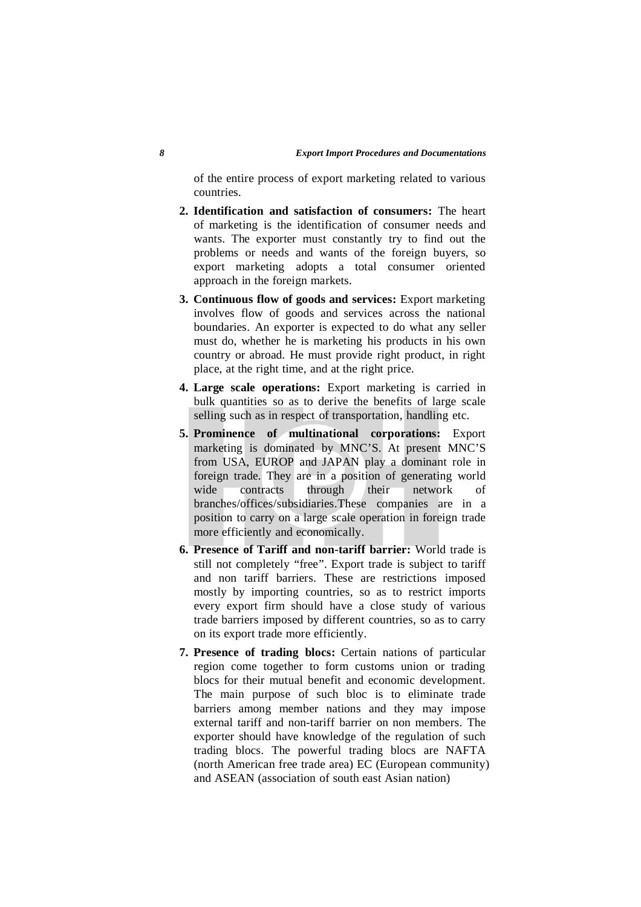of the entire process of export marketing related to various countries.

2. **Identification and satisfaction of consumers:** The heart of marketing is the identification of consumer needs and wants. The exporter must constantly try to find out the problems or needs and wants of the foreign buyers, so export marketing adopts a total consumer oriented approach in the foreign markets.

3. **Continuous flow of goods and services:** Export marketing involves flow of goods and services across the national boundaries. An exporter is expected to do what any seller must do, whether he is marketing his products in his own country or abroad. He must provide right product, in right place, at the right time, and at the right price.

4. **Large scale operations:** Export marketing is carried in bulk quantities so as to derive the benefits of large scale selling such as in respect of transportation, handling etc.

5. **Prominence of multinational corporations:** Export marketing is dominated by MNC'S. At present MNC'S from USA, EUROP and JAPAN play a dominant role in foreign trade. They are in a position of generating world wide contracts through their network of branches/offices/subsidiaries.These companies are in a position to carry on a large scale operation in foreign trade more efficiently and economically.

6. **Presence of Tariff and non-tariff barrier:** World trade is still not completely "free". Export trade is subject to tariff and non tariff barriers. These are restrictions imposed mostly by importing countries, so as to restrict imports every export firm should have a close study of various trade barriers imposed by different countries, so as to carry on its export trade more efficiently.

7. **Presence of trading blocs:** Certain nations of particular region come together to form customs union or trading blocs for their mutual benefit and economic development. The main purpose of such bloc is to eliminate trade barriers among member nations and they may impose external tariff and non-tariff barrier on non members. The exporter should have knowledge of the regulation of such trading blocs. The powerful trading blocs are NAFTA (north American free trade area) EC (European community) and ASEAN (association of south east Asian nation)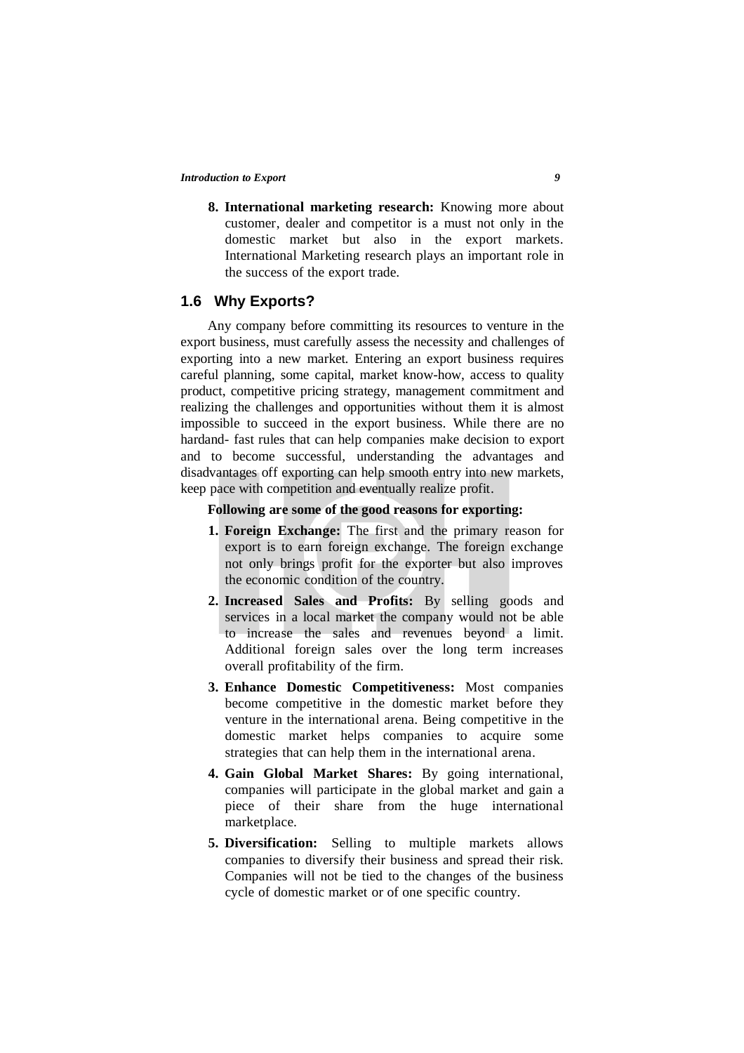8. **International marketing research:** Knowing more about customer, dealer and competitor is a must not only in the domestic market but also in the export markets. International Marketing research plays an important role in the success of the export trade.

## 1.6 Why Exports?

Any company before committing its resources to venture in the export business, must carefully assess the necessity and challenges of exporting into a new market. Entering an export business requires careful planning, some capital, market know-how, access to quality product, competitive pricing strategy, management commitment and realizing the challenges and opportunities without them it is almost impossible to succeed in the export business. While there are no hardand- fast rules that can help companies make decision to export and to become successful, understanding the advantages and disadvantages off exporting can help smooth entry into new markets, keep pace with competition and eventually realize profit.

**Following are some of the good reasons for exporting:**

1. **Foreign Exchange:** The first and the primary reason for export is to earn foreign exchange. The foreign exchange not only brings profit for the exporter but also improves the economic condition of the country.
2. **Increased Sales and Profits:** By selling goods and services in a local market the company would not be able to increase the sales and revenues beyond a limit. Additional foreign sales over the long term increases overall profitability of the firm.
3. **Enhance Domestic Competitiveness:** Most companies become competitive in the domestic market before they venture in the international arena. Being competitive in the domestic market helps companies to acquire some strategies that can help them in the international arena.
4. **Gain Global Market Shares:** By going international, companies will participate in the global market and gain a piece of their share from the huge international marketplace.
5. **Diversification:** Selling to multiple markets allows companies to diversify their business and spread their risk. Companies will not be tied to the changes of the business cycle of domestic market or of one specific country.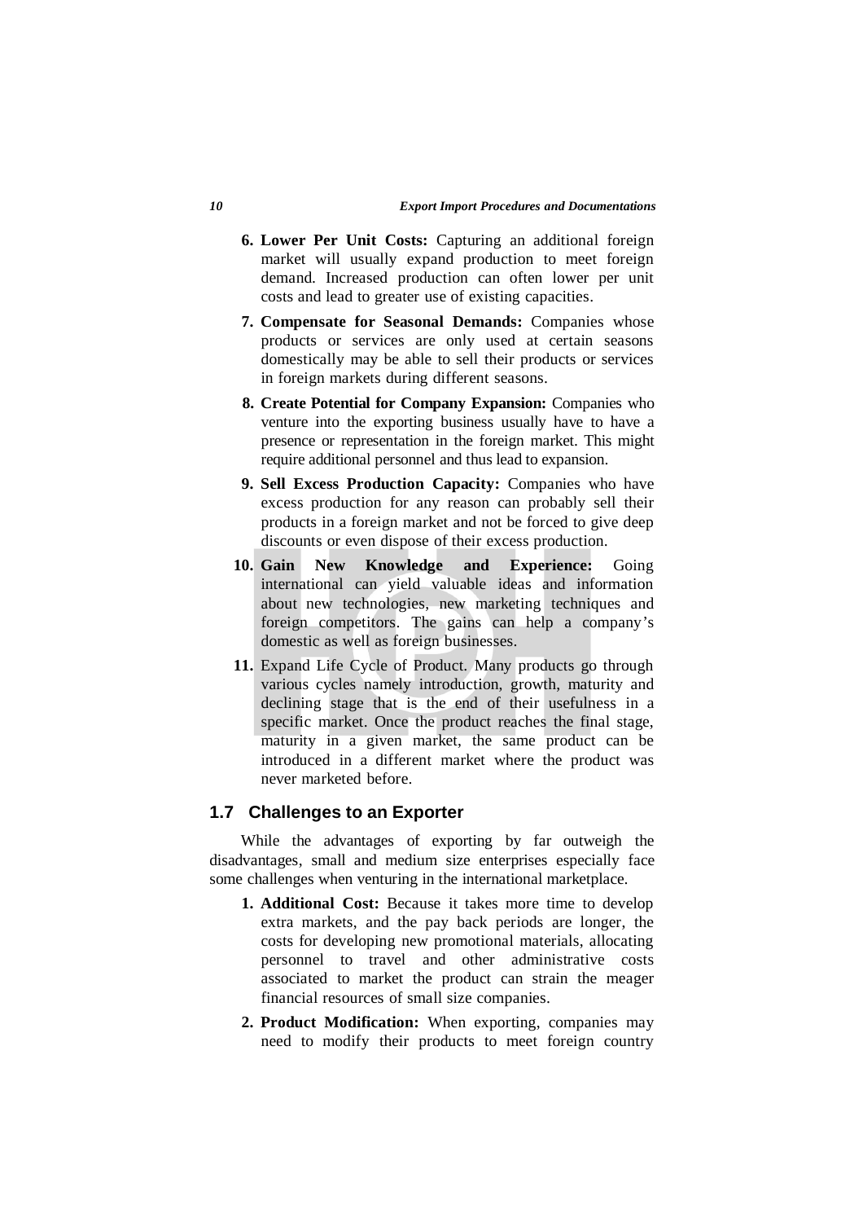6. **Lower Per Unit Costs:** Capturing an additional foreign market will usually expand production to meet foreign demand. Increased production can often lower per unit costs and lead to greater use of existing capacities.

7. **Compensate for Seasonal Demands:** Companies whose products or services are only used at certain seasons domestically may be able to sell their products or services in foreign markets during different seasons.

8. **Create Potential for Company Expansion:** Companies who venture into the exporting business usually have to have a presence or representation in the foreign market. This might require additional personnel and thus lead to expansion.

9. **Sell Excess Production Capacity:** Companies who have excess production for any reason can probably sell their products in a foreign market and not be forced to give deep discounts or even dispose of their excess production.

10. **Gain New Knowledge and Experience:** Going international can yield valuable ideas and information about new technologies, new marketing techniques and foreign competitors. The gains can help a company's domestic as well as foreign businesses.

11. Expand Life Cycle of Product. Many products go through various cycles namely introduction, growth, maturity and declining stage that is the end of their usefulness in a specific market. Once the product reaches the final stage, maturity in a given market, the same product can be introduced in a different market where the product was never marketed before.

## 1.7 Challenges to an Exporter

While the advantages of exporting by far outweigh the disadvantages, small and medium size enterprises especially face some challenges when venturing in the international marketplace.

1. **Additional Cost:** Because it takes more time to develop extra markets, and the pay back periods are longer, the costs for developing new promotional materials, allocating personnel to travel and other administrative costs associated to market the product can strain the meager financial resources of small size companies.

2. **Product Modification:** When exporting, companies may need to modify their products to meet foreign country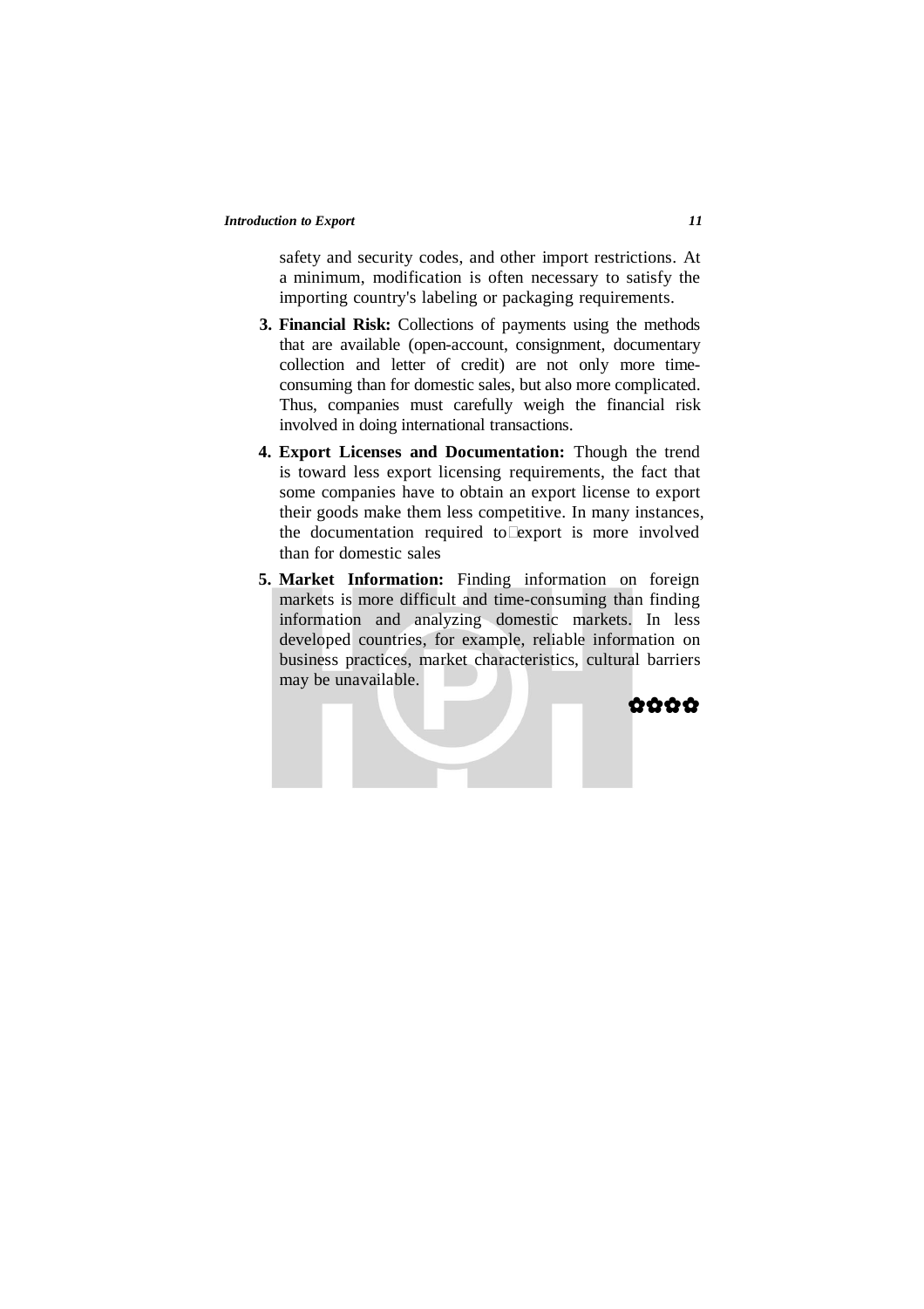safety and security codes, and other import restrictions. At a minimum, modification is often necessary to satisfy the importing country's labeling or packaging requirements.

3. **Financial Risk:** Collections of payments using the methods that are available (open-account, consignment, documentary collection and letter of credit) are not only more time-consuming than for domestic sales, but also more complicated. Thus, companies must carefully weigh the financial risk involved in doing international transactions.

4. **Export Licenses and Documentation:** Though the trend is toward less export licensing requirements, the fact that some companies have to obtain an export license to export their goods make them less competitive. In many instances, the documentation required to export is more involved than for domestic sales

5. **Market Information:** Finding information on foreign markets is more difficult and time-consuming than finding information and analyzing domestic markets. In less developed countries, for example, reliable information on business practices, market characteristics, cultural barriers may be unavailable.

✿✿✿✿